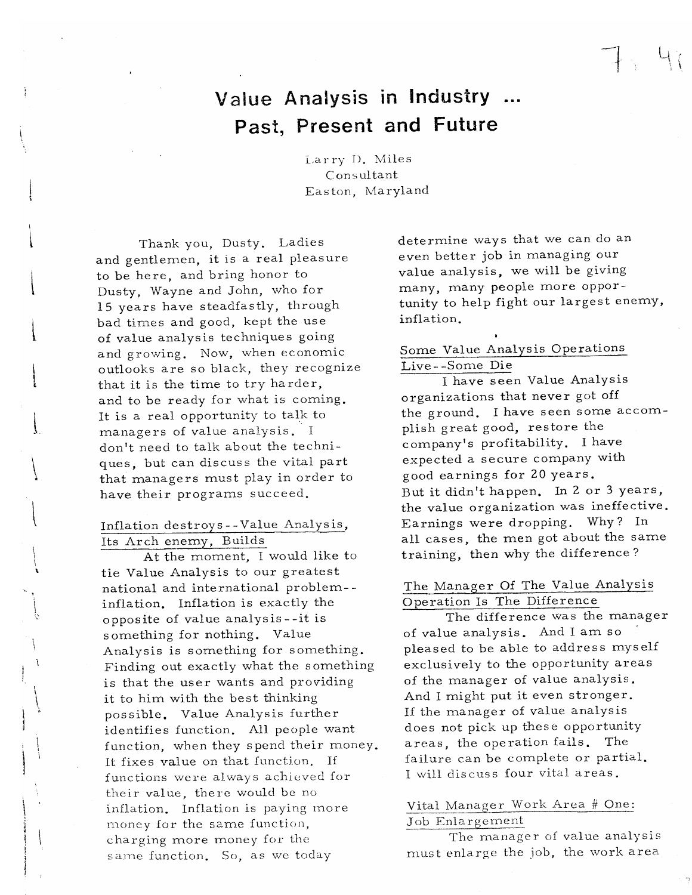# Value Analysis in Industry ... Past, Present and Future

Larry D. Miles
Consultant
Easton, Maryland

Thank you, Dusty. Ladies and gentlemen, it is a real pleasure to be here, and bring honor to Dusty, Wayne and John, who for 15 years have steadfastly, through bad times and good, kept the use of value analysis techniques going and growing. Now, when economic outlooks are so black, they recognize that it is the time to try harder, and to be ready for what is coming. It is a real opportunity to talk to managers of value analysis. I don't need to talk about the techniques, but can discuss the vital part that managers must play in order to have their programs succeed.

## Inflation destroys--Value Analysis, Its Arch enemy, Builds

At the moment, I would like to tie Value Analysis to our greatest national and international problem--inflation. Inflation is exactly the opposite of value analysis--it is something for nothing. Value Analysis is something for something. Finding out exactly what the something is that the user wants and providing it to him with the best thinking possible. Value Analysis further identifies function. All people want function, when they spend their money. It fixes value on that function. If functions were always achieved for their value, there would be no inflation. Inflation is paying more money for the same function, charging more money for the same function. So, as we today determine ways that we can do an even better job in managing our value analysis, we will be giving many, many people more opportunity to help fight our largest enemy, inflation.

## Some Value Analysis Operations Live--Some Die

I have seen Value Analysis organizations that never got off the ground. I have seen some accomplish great good, restore the company's profitability. I have expected a secure company with good earnings for 20 years. But it didn't happen. In 2 or 3 years, the value organization was ineffective. Earnings were dropping. Why? In all cases, the men got about the same training, then why the difference?

## The Manager Of The Value Analysis Operation Is The Difference

The difference was the manager of value analysis. And I am so pleased to be able to address myself exclusively to the opportunity areas of the manager of value analysis. And I might put it even stronger. If the manager of value analysis does not pick up these opportunity areas, the operation fails. The failure can be complete or partial. I will discuss four vital areas.

## Vital Manager Work Area # One: Job Enlargement

The manager of value analysis must enlarge the job, the work area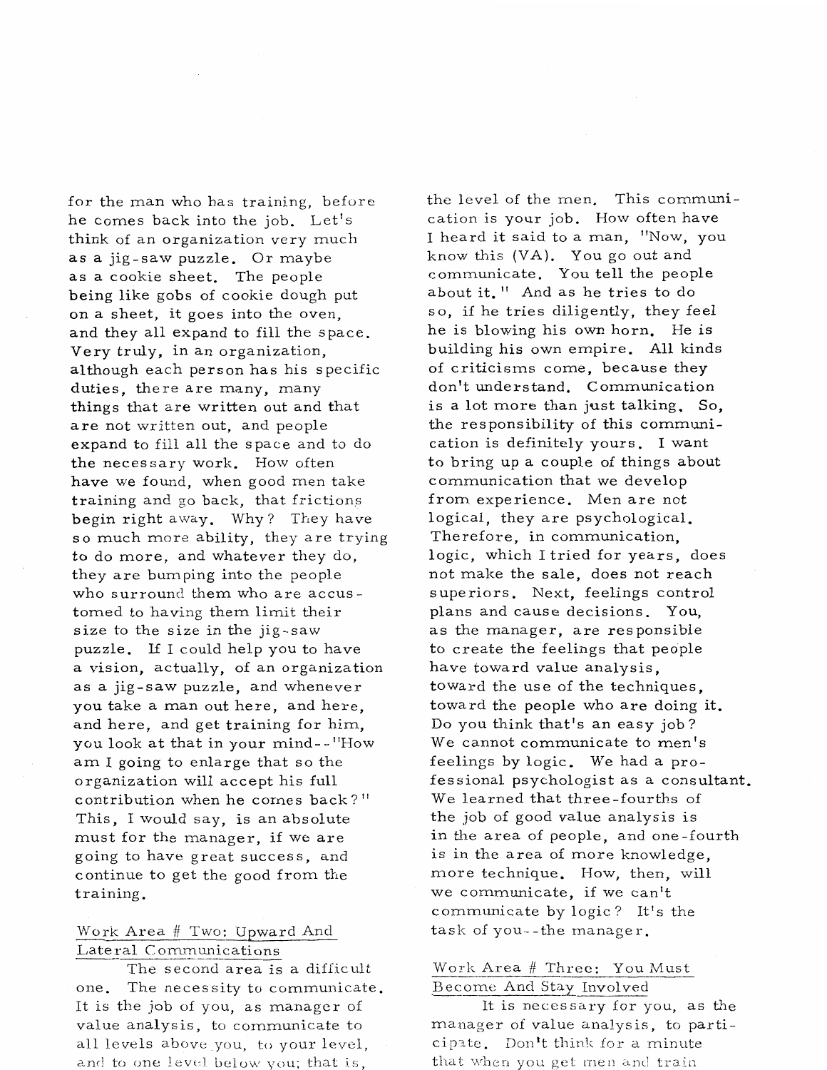for the man who has training, before he comes back into the job. Let's think of an organization very much as a jig-saw puzzle. Or maybe as a cookie sheet. The people being like gobs of cookie dough put on a sheet, it goes into the oven, and they all expand to fill the space. Very truly, in an organization, although each person has his specific duties, there are many, many things that are written out and that are not written out, and people expand to fill all the space and to do the necessary work. How often have we found, when good men take training and go back, that frictions begin right away. Why? They have so much more ability, they are trying to do more, and whatever they do, they are bumping into the people who surround them who are accustomed to having them limit their size to the size in the jig-saw puzzle. If I could help you to have a vision, actually, of an organization as a jig-saw puzzle, and whenever you take a man out here, and here, and here, and get training for him, you look at that in your mind--"How am I going to enlarge that so the organization will accept his full contribution when he comes back?" This, I would say, is an absolute must for the manager, if we are going to have great success, and continue to get the good from the training.

## Work Area # Two: Upward And Lateral Communications

The second area is a difficult one. The necessity to communicate. It is the job of you, as manager of value analysis, to communicate to all levels above you, to your level, and to one level below you; that is, the level of the men. This communication is your job. How often have I heard it said to a man, "Now, you know this (VA). You go out and communicate. You tell the people about it." And as he tries to do so, if he tries diligently, they feel he is blowing his own horn. He is building his own empire. All kinds of criticisms come, because they don't understand. Communication is a lot more than just talking. So, the responsibility of this communication is definitely yours. I want to bring up a couple of things about communication that we develop from experience. Men are not logical, they are psychological. Therefore, in communication, logic, which I tried for years, does not make the sale, does not reach superiors. Next, feelings control plans and cause decisions. You, as the manager, are responsible to create the feelings that people have toward value analysis, toward the use of the techniques, toward the people who are doing it. Do you think that's an easy job? We cannot communicate to men's feelings by logic. We had a professional psychologist as a consultant. We learned that three-fourths of the job of good value analysis is in the area of people, and one-fourth is in the area of more knowledge, more technique. How, then, will we communicate, if we can't communicate by logic? It's the task of you--the manager.

## Work Area # Three: You Must Become And Stay Involved

It is necessary for you, as the manager of value analysis, to participate. Don't think for a minute that when you get men and train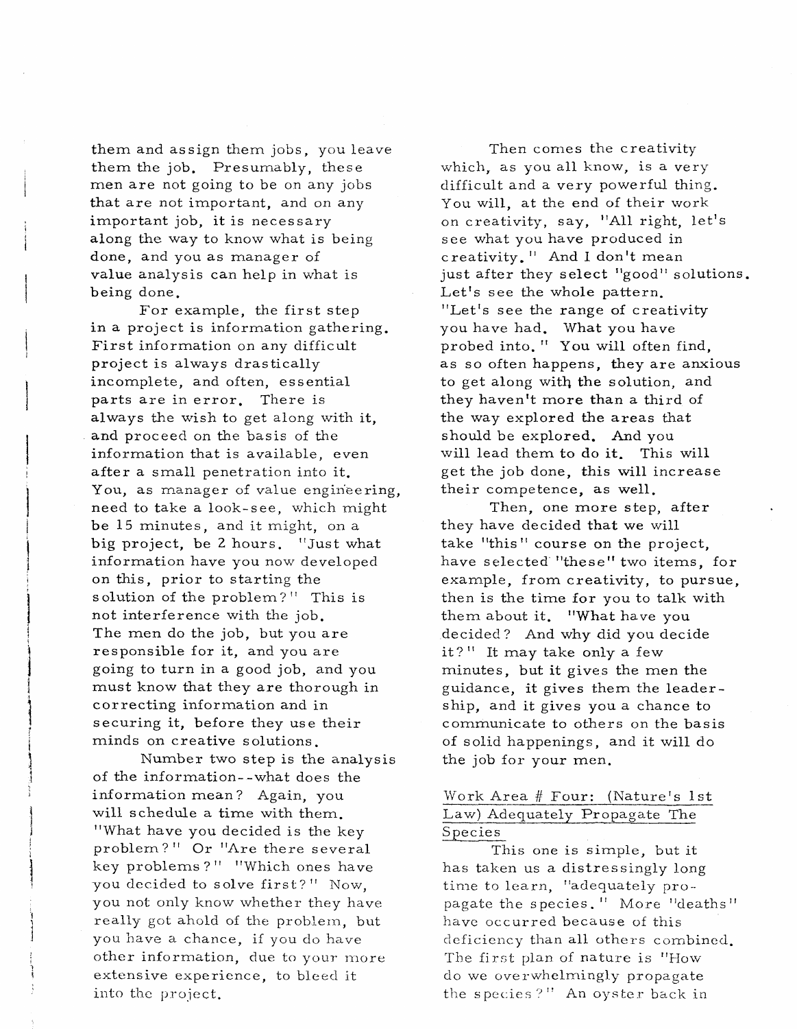them and assign them jobs, you leave them the job. Presumably, these men are not going to be on any jobs that are not important, and on any important job, it is necessary along the way to know what is being done, and you as manager of value analysis can help in what is being done.

For example, the first step in a project is information gathering. First information on any difficult project is always drastically incomplete, and often, essential parts are in error. There is always the wish to get along with it, and proceed on the basis of the information that is available, even after a small penetration into it. You, as manager of value engineering, need to take a look-see, which might be 15 minutes, and it might, on a big project, be 2 hours. "Just what information have you now developed on this, prior to starting the solution of the problem?" This is not interference with the job. The men do the job, but you are responsible for it, and you are going to turn in a good job, and you must know that they are thorough in correcting information and in securing it, before they use their minds on creative solutions.

Number two step is the analysis of the information--what does the information mean? Again, you will schedule a time with them. "What have you decided is the key problem?" Or "Are there several key problems?" "Which ones have you decided to solve first?" Now, you not only know whether they have really got ahold of the problem, but you have a chance, if you do have other information, due to your more extensive experience, to bleed it into the project.

Then comes the creativity which, as you all know, is a very difficult and a very powerful thing. You will, at the end of their work on creativity, say, "All right, let's see what you have produced in creativity." And I don't mean just after they select "good" solutions. Let's see the whole pattern. "Let's see the range of creativity you have had. What you have probed into." You will often find, as so often happens, they are anxious to get along with the solution, and they haven't more than a third of the way explored the areas that should be explored. And you will lead them to do it. This will get the job done, this will increase their competence, as well.

Then, one more step, after they have decided that we will take "this" course on the project, have selected "these" two items, for example, from creativity, to pursue, then is the time for you to talk with them about it. "What have you decided? And why did you decide it?" It may take only a few minutes, but it gives the men the guidance, it gives them the leadership, and it gives you a chance to communicate to others on the basis of solid happenings, and it will do the job for your men.

## Work Area # Four: (Nature's 1st Law) Adequately Propagate The Species

This one is simple, but it has taken us a distressingly long time to learn, "adequately propagate the species." More "deaths" have occurred because of this deficiency than all others combined. The first plan of nature is "How do we overwhelmingly propagate the species?" An oyster back in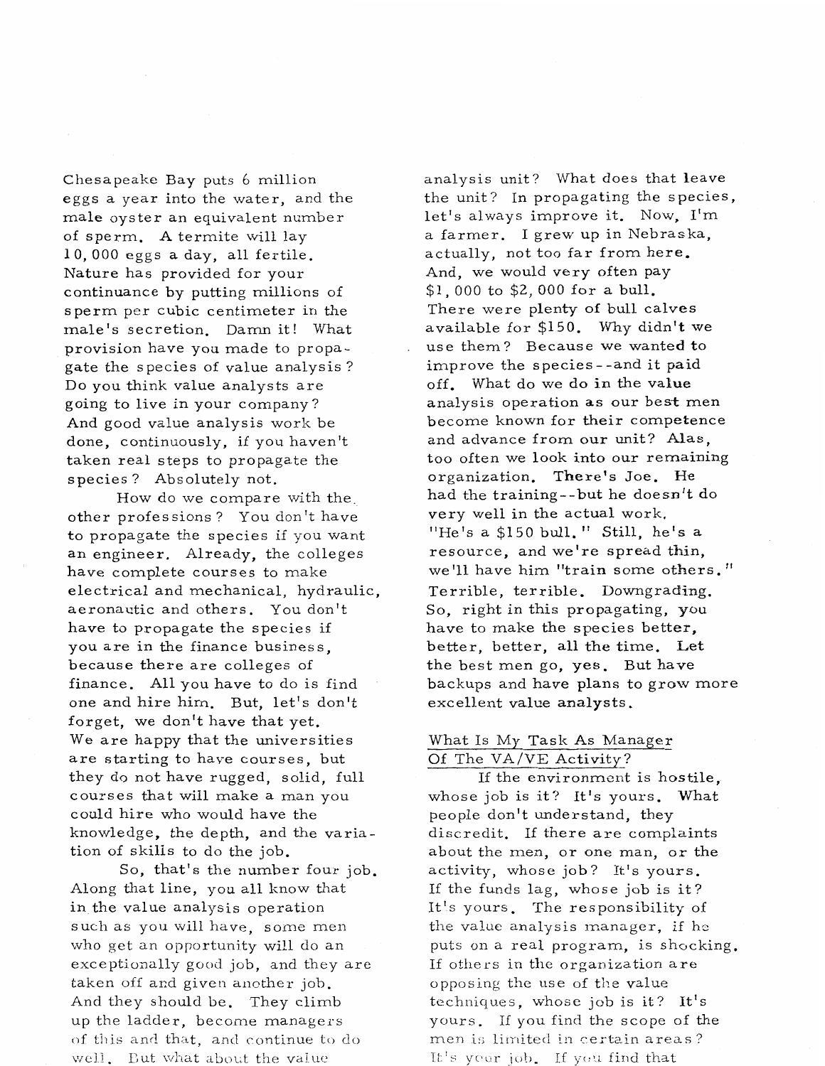Chesapeake Bay puts 6 million eggs a year into the water, and the male oyster an equivalent number of sperm. A termite will lay 10,000 eggs a day, all fertile. Nature has provided for your continuance by putting millions of sperm per cubic centimeter in the male's secretion. Damn it! What provision have you made to propagate the species of value analysis? Do you think value analysts are going to live in your company? And good value analysis work be done, continuously, if you haven't taken real steps to propagate the species? Absolutely not.

How do we compare with the other professions? You don't have to propagate the species if you want an engineer. Already, the colleges have complete courses to make electrical and mechanical, hydraulic, aeronautic and others. You don't have to propagate the species if you are in the finance business, because there are colleges of finance. All you have to do is find one and hire him. But, let's don't forget, we don't have that yet. We are happy that the universities are starting to have courses, but they do not have rugged, solid, full courses that will make a man you could hire who would have the knowledge, the depth, and the variation of skills to do the job.

So, that's the number four job. Along that line, you all know that in the value analysis operation such as you will have, some men who get an opportunity will do an exceptionally good job, and they are taken off and given another job. And they should be. They climb up the ladder, become managers of this and that, and continue to do well. But what about the value analysis unit? What does that leave the unit? In propagating the species, let's always improve it. Now, I'm a farmer. I grew up in Nebraska, actually, not too far from here. And, we would very often pay $1,000 to $2,000 for a bull. There were plenty of bull calves available for $150. Why didn't we use them? Because we wanted to improve the species--and it paid off. What do we do in the value analysis operation as our best men become known for their competence and advance from our unit? Alas, too often we look into our remaining organization. There's Joe. He had the training--but he doesn't do very well in the actual work. "He's a $150 bull." Still, he's a resource, and we're spread thin, we'll have him "train some others." Terrible, terrible. Downgrading. So, right in this propagating, you have to make the species better, better, better, all the time. Let the best men go, yes. But have backups and have plans to grow more excellent value analysts.

## What Is My Task As Manager Of The VA/VE Activity?

If the environment is hostile, whose job is it? It's yours. What people don't understand, they discredit. If there are complaints about the men, or one man, or the activity, whose job? It's yours. If the funds lag, whose job is it? It's yours. The responsibility of the value analysis manager, if he puts on a real program, is shocking. If others in the organization are opposing the use of the value techniques, whose job is it? It's yours. If you find the scope of the men is limited in certain areas? It's your job. If you find that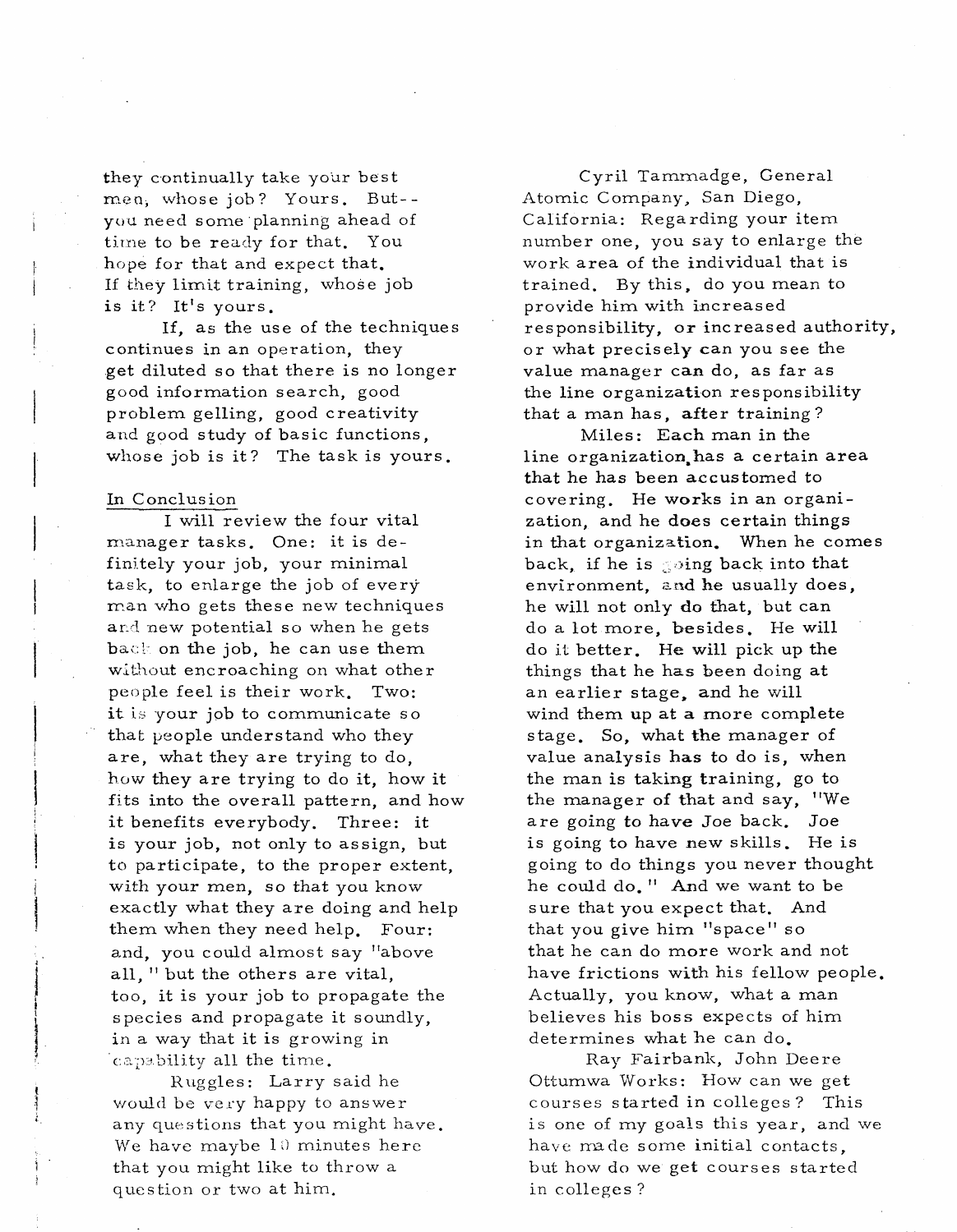they continually take your best men, whose job? Yours. But--you need some planning ahead of time to be ready for that. You hope for that and expect that. If they limit training, whose job is it? It's yours.

If, as the use of the techniques continues in an operation, they get diluted so that there is no longer good information search, good problem gelling, good creativity and good study of basic functions, whose job is it? The task is yours.

## In Conclusion

I will review the four vital manager tasks. One: it is definitely your job, your minimal task, to enlarge the job of every man who gets these new techniques and new potential so when he gets back on the job, he can use them without encroaching on what other people feel is their work. Two: it is your job to communicate so that people understand who they are, what they are trying to do, how they are trying to do it, how it fits into the overall pattern, and how it benefits everybody. Three: it is your job, not only to assign, but to participate, to the proper extent, with your men, so that you know exactly what they are doing and help them when they need help. Four: and, you could almost say "above all," but the others are vital, too, it is your job to propagate the species and propagate it soundly, in a way that it is growing in capability all the time.

Ruggles: Larry said he would be very happy to answer any questions that you might have. We have maybe 10 minutes here that you might like to throw a question or two at him.

Cyril Tammadge, General Atomic Company, San Diego, California: Regarding your item number one, you say to enlarge the work area of the individual that is trained. By this, do you mean to provide him with increased responsibility, or increased authority, or what precisely can you see the value manager can do, as far as the line organization responsibility that a man has, after training?

Miles: Each man in the line organization has a certain area that he has been accustomed to covering. He works in an organization, and he does certain things in that organization. When he comes back, if he is going back into that environment, and he usually does, he will not only do that, but can do a lot more, besides. He will do it better. He will pick up the things that he has been doing at an earlier stage, and he will wind them up at a more complete stage. So, what the manager of value analysis has to do is, when the man is taking training, go to the manager of that and say, "We are going to have Joe back. Joe is going to have new skills. He is going to do things you never thought he could do." And we want to be sure that you expect that. And that you give him "space" so that he can do more work and not have frictions with his fellow people. Actually, you know, what a man believes his boss expects of him determines what he can do.

Ray Fairbank, John Deere Ottumwa Works: How can we get courses started in colleges? This is one of my goals this year, and we have made some initial contacts, but how do we get courses started in colleges?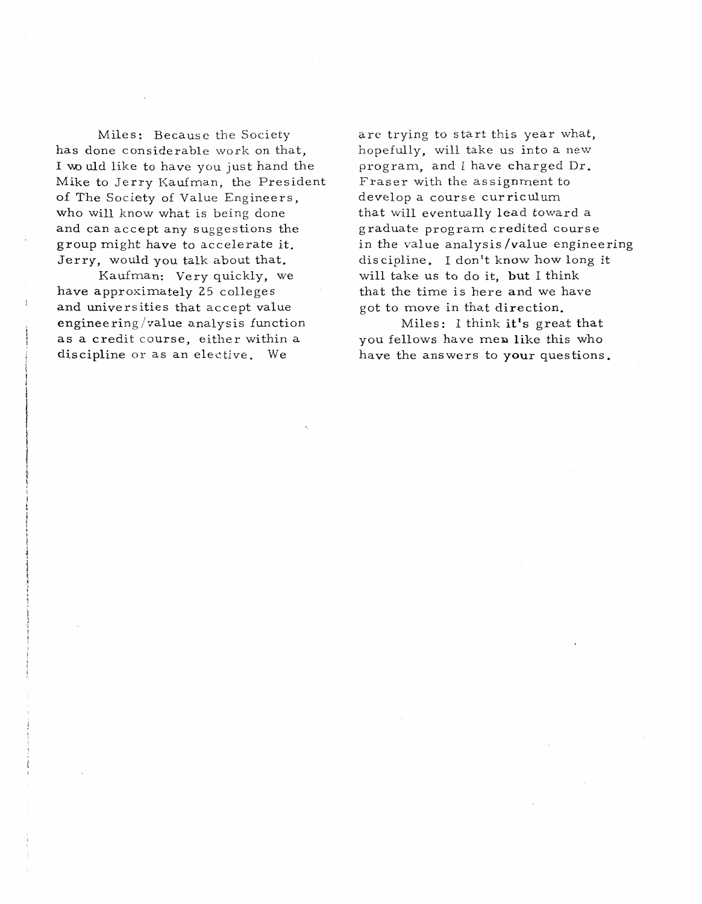Miles: Because the Society has done considerable work on that, I would like to have you just hand the Mike to Jerry Kaufman, the President of The Society of Value Engineers, who will know what is being done and can accept any suggestions the group might have to accelerate it. Jerry, would you talk about that.

Kaufman: Very quickly, we have approximately 25 colleges and universities that accept value engineering/value analysis function as a credit course, either within a discipline or as an elective. We are trying to start this year what, hopefully, will take us into a new program, and I have charged Dr. Fraser with the assignment to develop a course curriculum that will eventually lead toward a graduate program credited course in the value analysis/value engineering discipline. I don't know how long it will take us to do it, but I think that the time is here and we have got to move in that direction.

Miles: I think it's great that you fellows have men like this who have the answers to your questions.